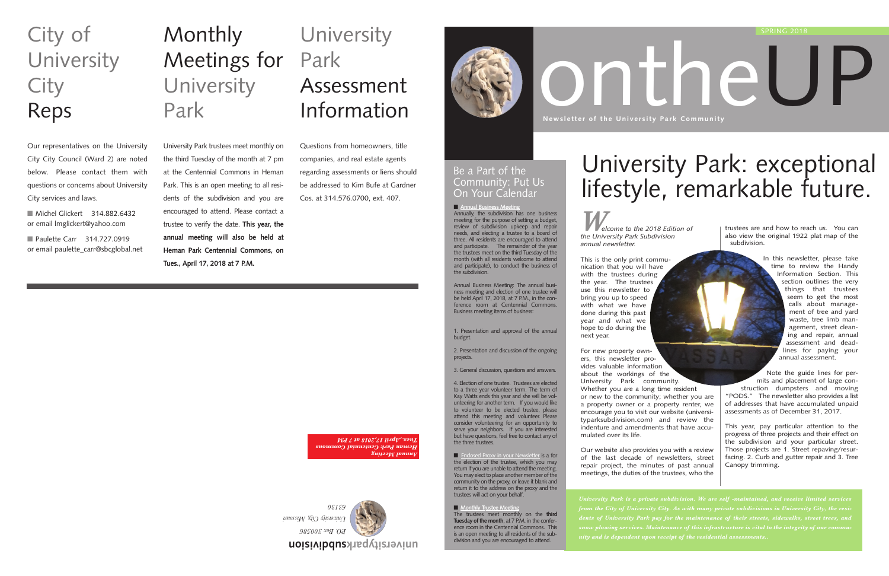# City of University City Reps

Our representatives on the University City City Council (Ward 2) are noted below. Please contact them with questions or concerns about University City services and laws.

- Michel Glickert 314.882.6432 or email lmglickert@yahoo.com
- Paulette Carr 314.727.0919 or email paulette_carr@sbcglobal.net

# Monthly Meetings for University Park

University Park trustees meet monthly on the third Tuesday of the month at 7 pm at the Centennial Commons in Heman Park. This is an open meeting to all residents of the subdivision and you are encouraged to attend. Please contact a trustee to verify the date. **This year, the annual meeting will also be held at Heman Park Centennial Commons, on Tues., April 17, 2018 at 7 P.M.**

# University Park Assessment Information

Questions from homeowners, title companies, and real estate agents regarding assessments or liens should be addressed to Kim Bufe at Gardner Cos. at 314.576.0700, ext. 407.

*Annual Meeting*
*Heman Park Centennial Commons*
*Tues., April 17, 2018 at 7 PM*

**universityparksubdivision**
P.O. Box 300586
University City, Missouri
63130

SPRING 2018

# ontheUP

**Newsletter of the University Park Community**

## Be a Part of the Community: Put Us On Your Calendar

■ **Annual Business Meeting**
Annually, the subdivision has one business meeting for the purpose of setting a budget, review of subdivision upkeep and repair needs, and electing a trustee to a board of three. All residents are encouraged to attend and participate. The remainder of the year the trustees meet on the third Tuesday of the month (with all residents welcome to attend and participate), to conduct the business of the subdivision.

Annual Business Meeting: The annual business meeting and election of one trustee will be held April 17, 2018, at 7 P.M., in the conference room at Centennial Commons. Business meeting items of business:

1. Presentation and approval of the annual budget.

2. Presentation and discussion of the ongoing projects.

3. General discussion, questions and answers.

4. Election of one trustee. Trustees are elected to a three year volunteer term. The term of Kay Watts ends this year and she will be volunteering for another term. If you would like to volunteer to be elected trustee, please attend this meeting and volunteer. Please consider volunteering for an opportunity to serve your neighbors. If you are interested but have questions, feel free to contact any of the three trustees.

■ **Enclosed Proxy in your Newsletter** is a for the election of the trustee, which you may return if you are unable to attend the meeting. You may elect to place another member of the community on the proxy, or leave it blank and return it to the address on the proxy and the trustees will act on your behalf.

■ **Monthly Trustee Meeting**
The trustees meet monthly on the **third Tuesday of the month**, at 7 P.M. in the conference room in the Centennial Commons. This is an open meeting to all residents of the subdivision and you are encouraged to attend.

# University Park: exceptional lifestyle, remarkable future.

*Welcome to the 2018 Edition of the University Park Subdivision annual newsletter.*

This is the only print communication that you will have with the trustees during the year. The trustees use this newsletter to bring you up to speed with what we have done during this past year and what we hope to do during the next year.

For new property owners, this newsletter provides valuable information about the workings of the University Park community. Whether you are a long time resident or new to the community; whether you are a property owner or a property renter, we encourage you to visit our website (universityparksubdivision.com) and review the indenture and amendments that have accumulated over its life.

Our website also provides you with a review of the last decade of newsletters, street repair project, the minutes of past annual meetings, the duties of the trustees, who the trustees are and how to reach us. You can also view the original 1922 plat map of the subdivision.

In this newsletter, please take time to review the Handy Information Section. This section outlines the very things that trustees seem to get the most calls about management of tree and yard waste, tree limb management, street cleaning and repair, annual assessment and deadlines for paying your annual assessment.

Note the guide lines for permits and placement of large construction dumpsters and moving "PODS." The newsletter also provides a list of addresses that have accumulated unpaid assessments as of December 31, 2017.

This year, pay particular attention to the progress of three projects and their effect on the subdivision and your particular street. Those projects are 1. Street repaving/resurfacing. 2. Curb and gutter repair and 3. Tree Canopy trimming.

*University Park is a private subdivision. We are self -maintained, and receive limited services from the City of University City. As with many private subdivisions in University City, the residents of University Park pay for the maintenance of their streets, sidewalks, street trees, and snow plowing services. Maintenance of this infrastructure is vital to the integrity of our community and is dependent upon receipt of the residential assessments..*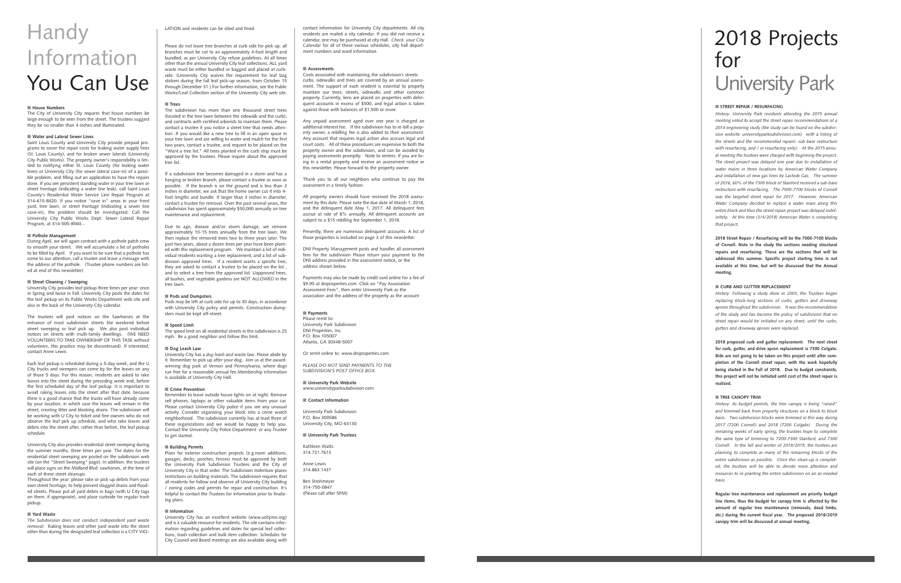# Handy Information You Can Use

■ **House Numbers**

The City of University City requires that house numbers be large enough to be seen from the street. The trustees suggest they be no smaller than 4 inches and illuminated.

■ **Water and Lateral Sewer Lines**

Saint Louis County and University City provide prepaid programs to cover the repair costs for leaking water supply lines (St. Louis County), and for broken sewer laterals (University City Public Works). The property owner's responsibility is limited to notifying either St. Louis County (for leaking water lines) or University City (for sewer lateral cave-in) of a possible problem, and filling out an application to have the repairs done. If you see persistent standing water in your tree lawn or street frontage (indicating a water line leak), call Saint Louis County's Residential Water Service Line Repair Program at 314-615-8420. If you notice "cave in" areas in your front yard, tree lawn, or street frontage (indicating a sewer line cave-in), the problem should be investigated. Call the University City Public Works Dept. Sewer Lateral Repair Program, at 314-505-8560...

■ **Pothole Management**

During April, we will again contract with a pothole patch crew to smooth your street. We will accumulate a list of potholes to be filled by April. If you want to be sure that a pothole has come to our attention, call a trustee and leave a message with the address of the pothole. (Trustee phone numbers are listed at end of this newsletter)

■ **Street Cleaning / Sweeping**

University City provides leaf pickup three times per year: once in Spring and twice in Fall. University City posts the dates for the leaf pickup on its Public Works Department web site and also in the back of the University City calendar.

The trustees will post notices on the Sawhorses at the entrance of most subdivision streets the weekend before street sweeping or leaf pick up. We also post individual notices on streets with multi-family dwellings. (WE NEED VOLUNTEERS TO TAKE OWNERSHIP OF THIS TASK without volunteers, this practice may be discontinued). If interested, contact Anne Lewis

Each leaf pickup is scheduled during a 5-day week, and the U City trucks and sweepers can come by for the leaves on any of those 5 days. For this reason, residents are asked to rake leaves into the street during the preceding week end, before the first scheduled day of the leaf pickup. It is important to avoid raking leaves into the street after that date, because there is a good chance that the trucks will have already come by your location, in which case the leaves will remain in the street, creating litter and blocking drains. The subdivision will be working with U City to ticket and fine owners who do not observe the leaf pick up schedule, and who rake leaves and debris into the street after, rather than before, the leaf pickup schedule.

University City also provides residential street sweeping during the summer months, three times per year. The dates for the residential street sweeping are posted on the subdivision web site (on the "Street Sweeping" page). In addition, the trustees will place signs on the Midland Blvd. sawhorses, at the time of each of these street cleanups.

Throughout the year: please rake or pick up debris from your own street frontage, to help prevent clogged drains and flooded streets. Please put all yard debris in bags (with U City tags on them, if appropriate), and place curbside for regular trash pickup.

■ **Yard Waste**

*The Subdivision does not conduct independent yard waste removal*. Raking leaves and other yard waste into the street other than during the designated leaf collection is a CITY VIOLATION and residents can be cited and fined.

Please do not leave tree branches at curb side for pick up: all branches must be cut to an approximately 4-foot length and bundled, as per University City refuse guidelines. At all times other than the annual University City leaf collections, ALL yard waste must be either bundled or bagged and placed at curbside. (University City waives the requirement for leaf bag stickers during the fall leaf pick-up season, from October 15 through December 31.) For further information, see the Public Works/Leaf Collection section of the University City web site.

■ **Trees**

The subdivision has more than one thousand street trees (located in the tree lawn between the sidewalk and the curb), and contracts with certified arborists to maintain them. Please contact a trustee if you notice a street tree that needs attention .If you would like a new tree to fill in an open space in your tree lawn and are willing to water and mulch for the first two years, contact a trustee, and request to be placed on the "Want a tree list." All trees planted in the curb strip must be approved by the trustees. Please inquire about the approved tree list.

If a subdivision tree becomes damaged in a storm and has a hanging or broken branch, please contact a trustee as soon as possible. If the branch is on the ground and is less than 3 inches in diameter, we ask that the home owner cut it into 4-foot lengths and bundle. If larger than 3 inches in diameter, contact a trustee for removal. Over the past several years, the subdivision has spent approximately $50,000 annually on tree maintenance and replacement.

Due to age, disease and/or storm damage, we remove approximately 10-15 trees annually from the tree lawn. We then replace the removed trees two to three years later. The past two years, about a dozen trees per year have been planted with this replacement program. We maintain a list of individual residents wanting a tree replacement, and a list of subdivision approved trees. If a resident wants a specific tree, they are asked to contact a trustee to be placed on the list , and to select a tree from the approved list. Uapproved trees, all bushes, and vegetable gardens are NOT ALLOWED in the tree lawn.

■ **Pods and Dumpsters**

Pods may be left at curb side for up to 30 days, in accordance with University City policy and permits. Construction dumpsters must be kept off-street.

■ **Speed Limit**

The speed limit on all residential streets in the subdivision is 25 mph. Be a good neighbor and follow this limit.

■ **Dog Leash Law**

University City has a *dog leash and waste law*. Please abide by it. Remember to pick up after your dog. Join us at the award-winning dog park at Vernon and Pennsylvania, where dogs run free for a reasonable annual fee.Membership information is available at University City Hall.

■ **Crime Prevention**

Remember to leave outside house lights on at night. Remove cell phones, laptops or other valuable items from your car. Please contact University City police if you see any unusual activity. Consider organizing your block into a crime watch neighborhood. The subdivision currently has at least three of these organizations and we would be happy to help you. Contact the University City Police Department or any Trustee to get started.

■ **Building Permits**

Plans for exterior construction projects (e.g.room additions, garages, decks, porches, fences) must be approved by both the University Park Subdivision Trustees and the City of University City in that order. The Subdivision Indenture places restrictions on building materials. The subdivision requires that all residents for follow and observe all University City building / zoning codes and permits for repair and construction. It's helpful to contact the Trustees for information prior to finalizing plans.

■ **Information**

University City has an excellent website (www.ucitymo.org) and is a valuable resource for residents. The site contains information regarding guidelines and dates for special leaf collections, trash collection and bulk item collection. Schedules for City Council and Board meetings are also available along with contact information for University City departments. All city residents are mailed a city calendar. If you did not receive a calendar, one may be purchased at city Hall. *Check your City Calendar* for all of these various schedules, city hall department numbers and ward information.

■ **Assessments**

Costs associated with maintaining the subdivision's streets curbs, sidewalks and trees are covered by an annual assessment. The support of each resident is essential to properly maintain our trees, streets, sidewalks and other common property. Currently, liens are placed on properties with delinquent accounts in excess of $500, and legal action is taken against those with balances of $1,500 or more.

Any unpaid assessment aged over one year is charged an additional interest fee. If the subdivision has to re-bill a property owner, a rebilling fee is also added to their assessment. Any account that requires legal action also accrues legal and court costs. All of these procedures are expensive to both the property owner and the subdivision, and can be avoided by paying assessments promptly. Note to renters: If you are living in a rental property and receive an assessment notice or this newsletter, Please forward to the property owner.

Thank you to all our neighbors who continue to pay the assessment in a timely fashion.

All property owners should have received the 2018 assessment by this date. Please note the due date of March 1, 2018, and the delinquent date May 1, 2017. All delinquent fees accrue at rate of 8% annually. All delinquent accounts are subject to a $15 rebilling fee September 1, 2018.

Presently, there are numerous delinquent accounts. A list of those properties is included on page 3 of this newsletter.

DNI Property Management posts and handles all assessment fees for the subdivision Please return your payment to the DNI address provided in the assessment notice, or the address shown below.

Payments may also be made by credit card online for a fee of $9.95 at dniproperties.com. Click on "Pay Association Assessment Fees", then enter University Park as the association and the address of the property as the account

■ **Payments**

Please remit to:
University Park Subdivision
DNI Properties, Inc.
P.O. Box 105007
Atlanta, GA 30348-5007

Or remit online to: www.dniproperties.com

*PLEASE DO NOT SEND PAYMENTS TO THE SUBDIVISION'S POST OFFICE BOX.*

■ **University Park Website**

www.universityparksubdivision.com

■ **Contact Information**

University Park Subdivision
P.O. Box 300586
University City, MO 63130

■ **University Park Trustees**

Kathleen Watts
314.721.7613

Anne Lewis
314.863.1437

Ben Strohmeyer
314-750-0847
(Please call after 5PM)

# 2018 Projects for University Park

■ **STREET REPAIR / RESURFACING**

*History: University Park residents attending the 2015 annual meeting voted to accept the street repair recommendations of a 2014 engineering study (the study can be found on the subdivision website: universityparksubdivision.com) with a listing of the streets and the recommended repairs: sub-base restructure with resurfacing, and / or resurfacing only). At the 2015 annual meeting the trustees were charged with beginning the project. The street project was delayed one year due to installation of water mains in three locations by American Water Company and installation of new gas lines by Laclede Gas. The summer of 2016, 60% of the 7300 block of Stanford received a sub-base restructure with resurfacing. The 7000-7100 blocks of Cornell was the targeted street repair for 2017. However, American Water Company decided to replace a water main along this entire block and thus the street repair project was delayed indefinitely. At this time (3/4/2018) American Water is completing that project.*

**2018 Street Repair / Resurfacing will be the 7000-7100 blocks of Cornell. Note in the study the sections needing structural repairs and resurfacing. Those are the sections that will be addressed this summer. Specific project starting time is not available at this time, but will be discussed that the Annual meeting.**

■ **CURB AND GUTTER REPLACEMENT**

*History: Following a study done in 2003, the Trustees began replacing block-long sections of curbs, gutters and driveway aprons throughout the subdivision. It was the recommendation of the study and has become the policy of subdivision that no street repair would be initiated on any street, until the curbs, gutters and driveway aprons were replaced.*

**2018 proposed curb and gutter replacement: The next street for curb, gutter, and drive apron replacement is 7300 Colgate. Bids are not going to be taken on this project until after completion of the Cornell street repair, with the work hopefully being started in the Fall of 2018. Due to budget constraints, this project will not be initiated until cost of the street repair is realized.**

■ **TREE CANOPY TRIM**

*History: As budget permits, the tree canopy is being "raised" and trimmed back from property structures on a block to block basis. Two subdivision blocks were trimmed in this way during 2017 (7200 Cornell) and 2018 (7200 Colgate). During the remaining weeks of early spring, the trustees hope to complete the same type of trimming to 7200-7300 Stanford, and 7300 Cornell. In the fall and winter of 2018/2019, the trustees are planning to complete as many of the remaining blocks of the entire subdivision as possible. Once this clean-up is completed, the trustees will be able to devote more attention and resources to re-planting the entire subdivision on an as-needed basis.*

**Regular tree maintenance and replacement are priority budget line items, thus the budget for canopy trim is affected by the amount of regular tree maintenance (removals, dead limbs, etc.) during the current fiscal year. The proposed 2018/2019 canopy trim will be discussed at annual meeting.**